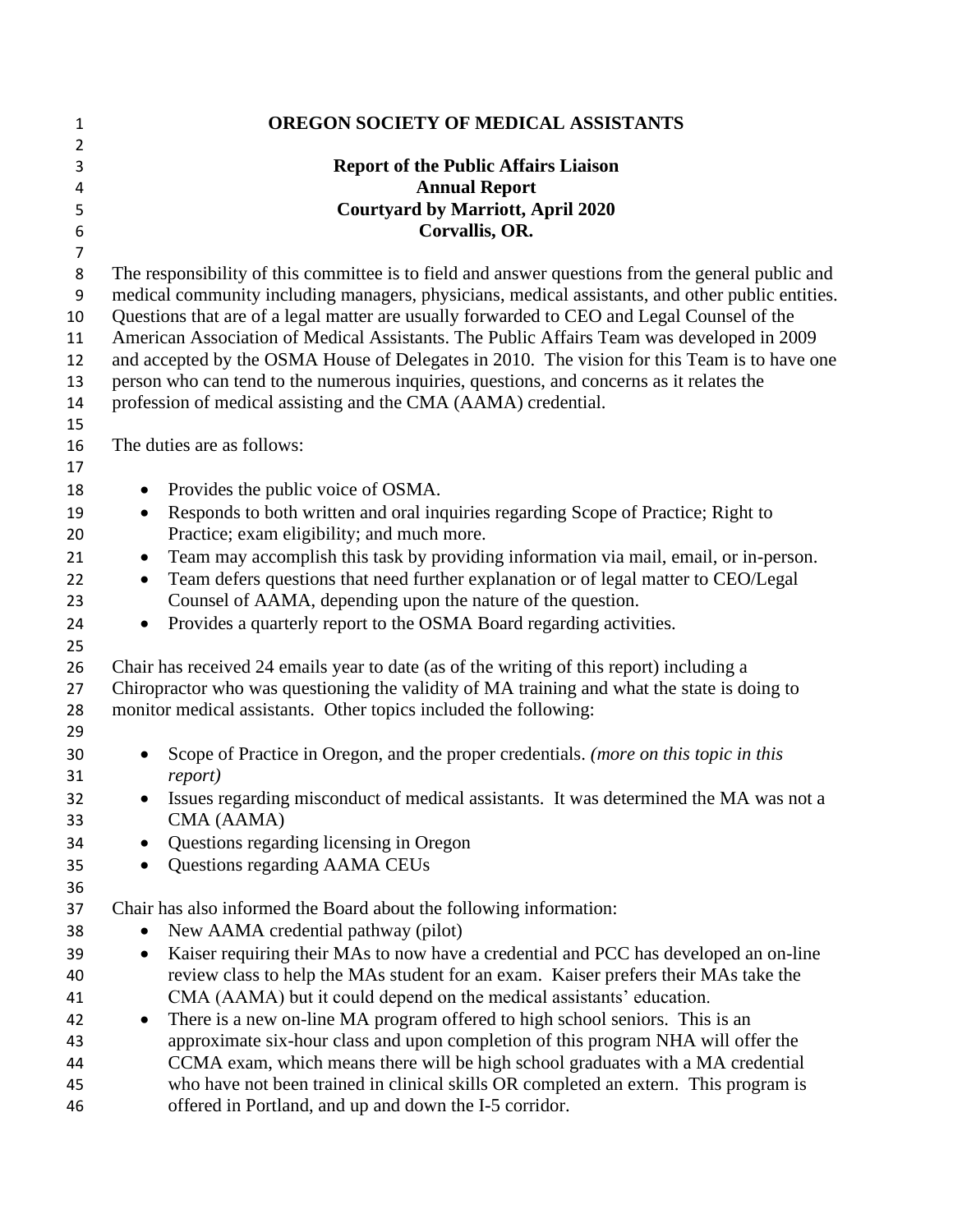# OREGON SOCIETY OF MEDICAL ASSISTANTS

## Report of the Public Affairs Liaison
## Annual Report
## Courtyard by Marriott, April 2020
## Corvallis, OR.

The responsibility of this committee is to field and answer questions from the general public and medical community including managers, physicians, medical assistants, and other public entities. Questions that are of a legal matter are usually forwarded to CEO and Legal Counsel of the American Association of Medical Assistants. The Public Affairs Team was developed in 2009 and accepted by the OSMA House of Delegates in 2010. The vision for this Team is to have one person who can tend to the numerous inquiries, questions, and concerns as it relates the profession of medical assisting and the CMA (AAMA) credential.

The duties are as follows:

- Provides the public voice of OSMA.
- Responds to both written and oral inquiries regarding Scope of Practice; Right to Practice; exam eligibility; and much more.
- Team may accomplish this task by providing information via mail, email, or in-person.
- Team defers questions that need further explanation or of legal matter to CEO/Legal Counsel of AAMA, depending upon the nature of the question.
- Provides a quarterly report to the OSMA Board regarding activities.

Chair has received 24 emails year to date (as of the writing of this report) including a Chiropractor who was questioning the validity of MA training and what the state is doing to monitor medical assistants. Other topics included the following:

- Scope of Practice in Oregon, and the proper credentials. *(more on this topic in this report)*
- Issues regarding misconduct of medical assistants. It was determined the MA was not a CMA (AAMA)
- Questions regarding licensing in Oregon
- Questions regarding AAMA CEUs

Chair has also informed the Board about the following information:

- New AAMA credential pathway (pilot)
- Kaiser requiring their MAs to now have a credential and PCC has developed an on-line review class to help the MAs student for an exam. Kaiser prefers their MAs take the CMA (AAMA) but it could depend on the medical assistants' education.
- There is a new on-line MA program offered to high school seniors. This is an approximate six-hour class and upon completion of this program NHA will offer the CCMA exam, which means there will be high school graduates with a MA credential who have not been trained in clinical skills OR completed an extern. This program is offered in Portland, and up and down the I-5 corridor.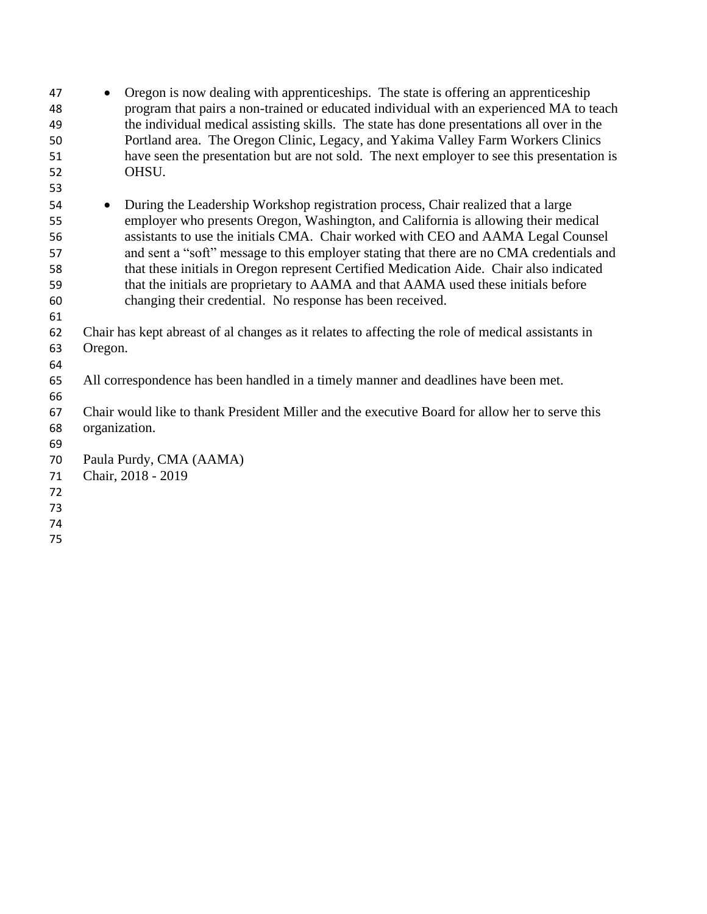- Oregon is now dealing with apprenticeships. The state is offering an apprenticeship program that pairs a non-trained or educated individual with an experienced MA to teach the individual medical assisting skills. The state has done presentations all over in the Portland area. The Oregon Clinic, Legacy, and Yakima Valley Farm Workers Clinics have seen the presentation but are not sold. The next employer to see this presentation is OHSU.

- During the Leadership Workshop registration process, Chair realized that a large employer who presents Oregon, Washington, and California is allowing their medical assistants to use the initials CMA. Chair worked with CEO and AAMA Legal Counsel and sent a "soft" message to this employer stating that there are no CMA credentials and that these initials in Oregon represent Certified Medication Aide. Chair also indicated that the initials are proprietary to AAMA and that AAMA used these initials before changing their credential. No response has been received.

Chair has kept abreast of al changes as it relates to affecting the role of medical assistants in Oregon.

All correspondence has been handled in a timely manner and deadlines have been met.

Chair would like to thank President Miller and the executive Board for allow her to serve this organization.

Paula Purdy, CMA (AAMA)
Chair, 2018 - 2019